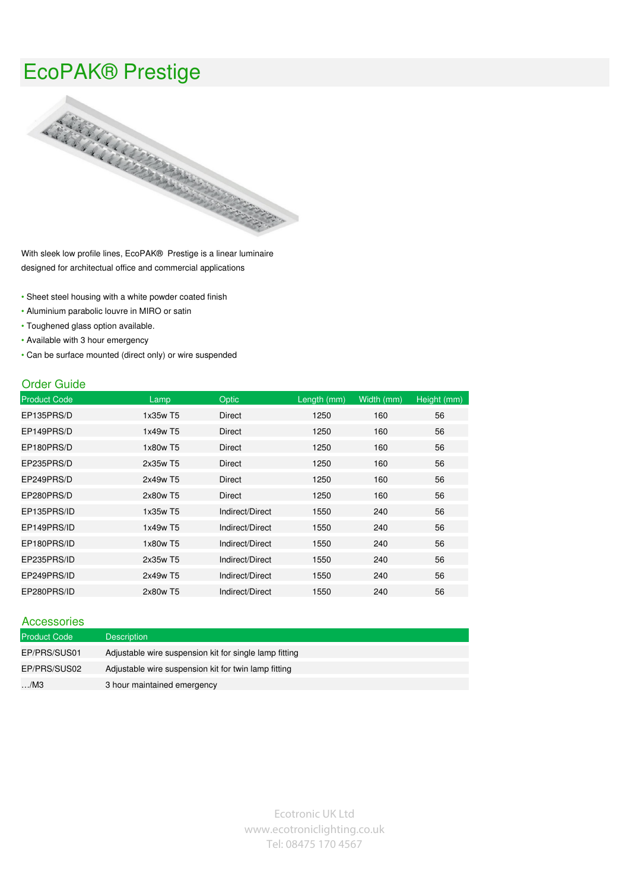# EcoPAK® Prestige

With sleek low profile lines, EcoPAK® Prestige is a linear luminaire designed for architectural office and commercial applications

- Sheet steel housing with a white powder coated finish
- Aluminium parabolic louvre in MIRO or satin
- Toughened glass option available.
- Available with 3 hour emergency
- Can be surface mounted (direct only) or wire suspended

## Order Guide

| Product Code | Lamp | Optic | Length (mm) | Width (mm) | Height (mm) |
|---|---|---|---|---|---|
| EP135PRS/D | 1x35w T5 | Direct | 1250 | 160 | 56 |
| EP149PRS/D | 1x49w T5 | Direct | 1250 | 160 | 56 |
| EP180PRS/D | 1x80w T5 | Direct | 1250 | 160 | 56 |
| EP235PRS/D | 2x35w T5 | Direct | 1250 | 160 | 56 |
| EP249PRS/D | 2x49w T5 | Direct | 1250 | 160 | 56 |
| EP280PRS/D | 2x80w T5 | Direct | 1250 | 160 | 56 |
| EP135PRS/ID | 1x35w T5 | Indirect/Direct | 1550 | 240 | 56 |
| EP149PRS/ID | 1x49w T5 | Indirect/Direct | 1550 | 240 | 56 |
| EP180PRS/ID | 1x80w T5 | Indirect/Direct | 1550 | 240 | 56 |
| EP235PRS/ID | 2x35w T5 | Indirect/Direct | 1550 | 240 | 56 |
| EP249PRS/ID | 2x49w T5 | Indirect/Direct | 1550 | 240 | 56 |
| EP280PRS/ID | 2x80w T5 | Indirect/Direct | 1550 | 240 | 56 |

## Accessories

| Product Code | Description |
|---|---|
| EP/PRS/SUS01 | Adjustable wire suspension kit for single lamp fitting |
| EP/PRS/SUS02 | Adjustable wire suspension kit for twin lamp fitting |
| …/M3 | 3 hour maintained emergency |

Ecotronic UK Ltd
www.ecotroniclighting.co.uk
Tel: 08475 170 4567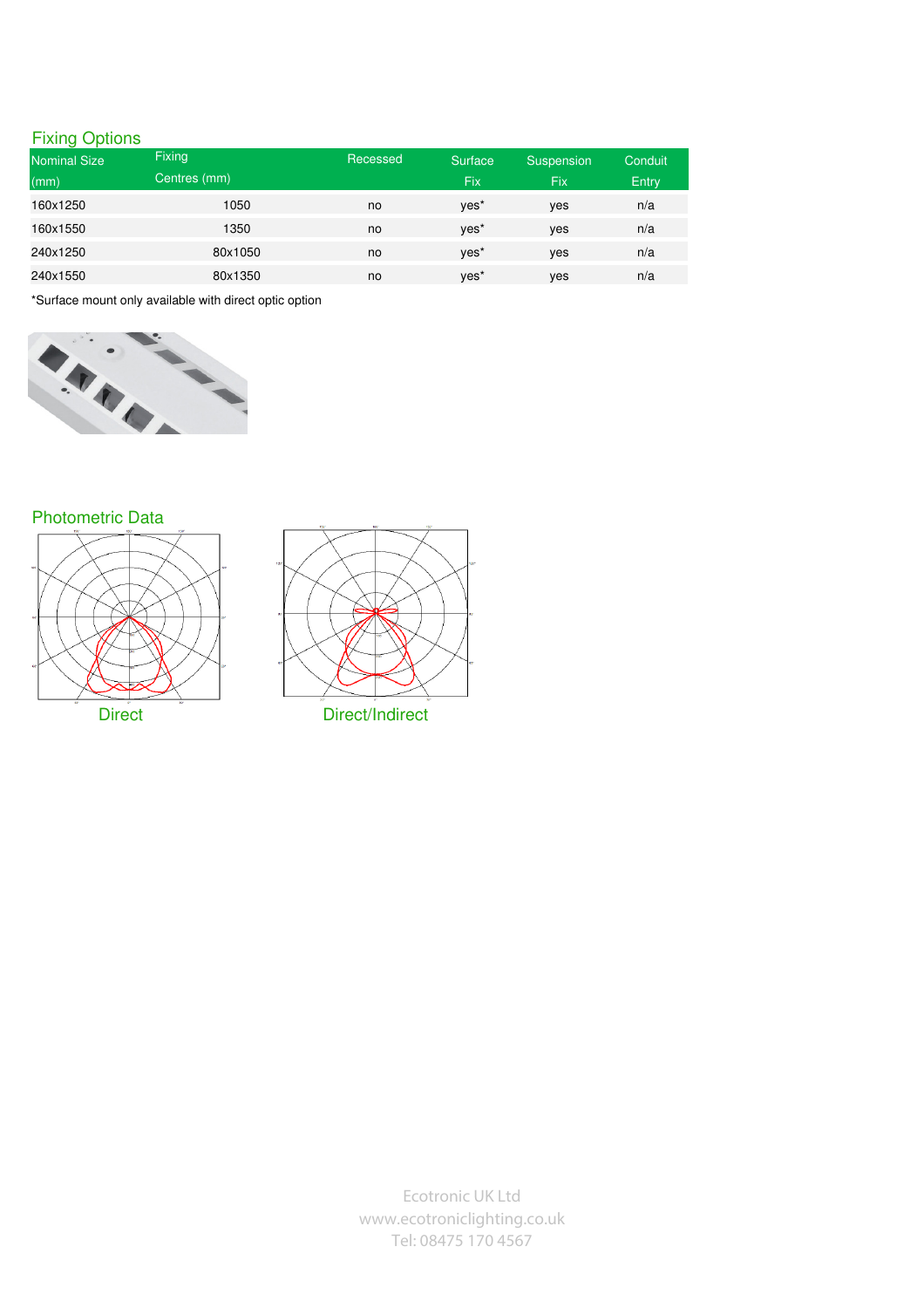## Fixing Options

| Nominal Size (mm) | Fixing Centres (mm) | Recessed | Surface Fix | Suspension Fix | Conduit Entry |
|---|---|---|---|---|---|
| 160x1250 | 1050 | no | yes* | yes | n/a |
| 160x1550 | 1350 | no | yes* | yes | n/a |
| 240x1250 | 80x1050 | no | yes* | yes | n/a |
| 240x1550 | 80x1350 | no | yes* | yes | n/a |

*Surface mount only available with direct optic option

## Photometric Data

Direct

Direct/Indirect

Ecotronic UK Ltd
www.ecotroniclighting.co.uk
Tel: 08475 170 4567